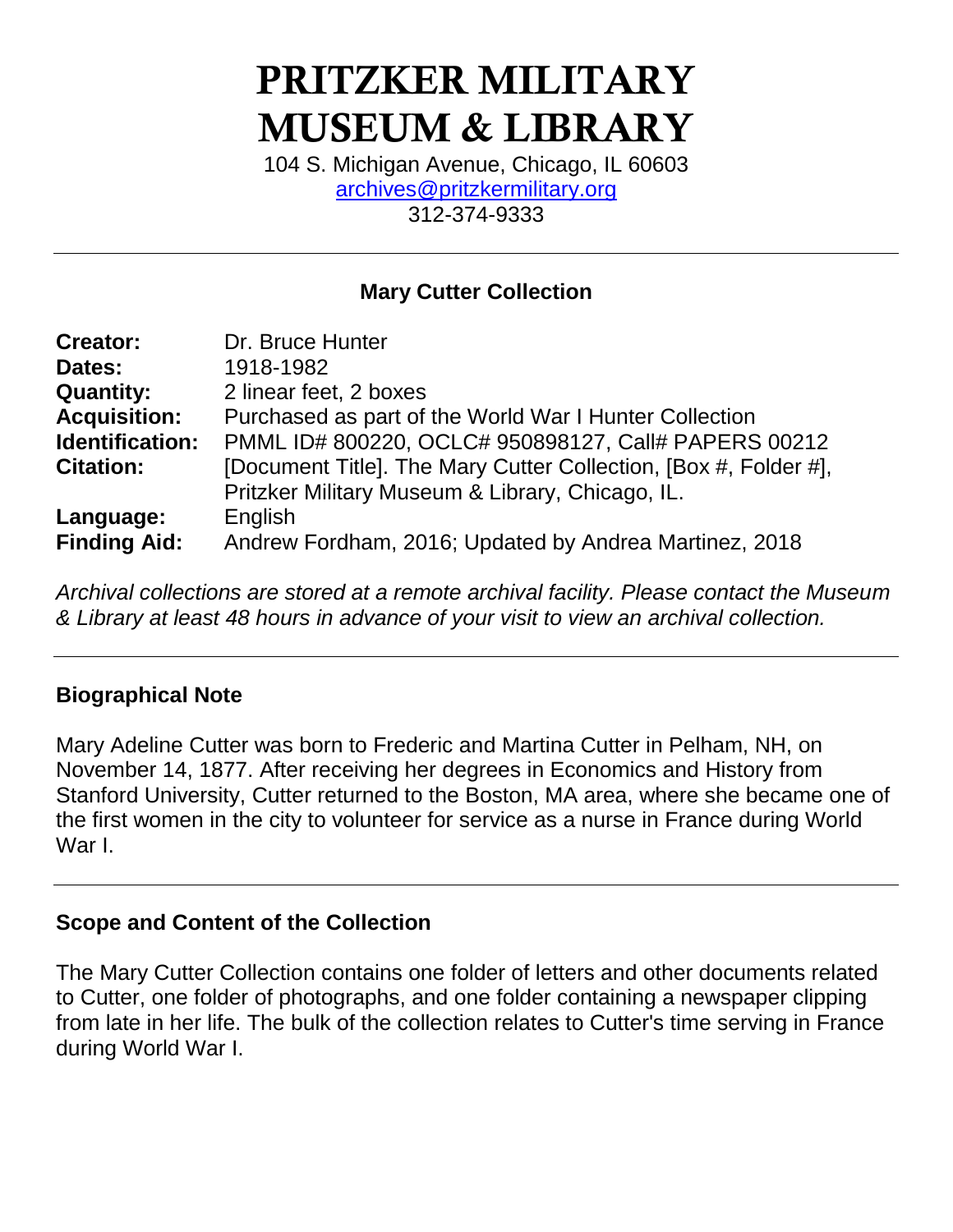# PRITZKER MILITARY MUSEUM & LIBRARY

104 S. Michigan Avenue, Chicago, IL 60603
archives@pritzkermilitary.org
312-374-9333

---

## Mary Cutter Collection

| | |
|---|---|
| **Creator:** | Dr. Bruce Hunter |
| **Dates:** | 1918-1982 |
| **Quantity:** | 2 linear feet, 2 boxes |
| **Acquisition:** | Purchased as part of the World War I Hunter Collection |
| **Identification:** | PMML ID# 800220, OCLC# 950898127, Call# PAPERS 00212 |
| **Citation:** | [Document Title]. The Mary Cutter Collection, [Box #, Folder #], Pritzker Military Museum & Library, Chicago, IL. |
| **Language:** | English |
| **Finding Aid:** | Andrew Fordham, 2016; Updated by Andrea Martinez, 2018 |

*Archival collections are stored at a remote archival facility. Please contact the Museum & Library at least 48 hours in advance of your visit to view an archival collection.*

---

### Biographical Note

Mary Adeline Cutter was born to Frederic and Martina Cutter in Pelham, NH, on November 14, 1877. After receiving her degrees in Economics and History from Stanford University, Cutter returned to the Boston, MA area, where she became one of the first women in the city to volunteer for service as a nurse in France during World War I.

---

### Scope and Content of the Collection

The Mary Cutter Collection contains one folder of letters and other documents related to Cutter, one folder of photographs, and one folder containing a newspaper clipping from late in her life. The bulk of the collection relates to Cutter's time serving in France during World War I.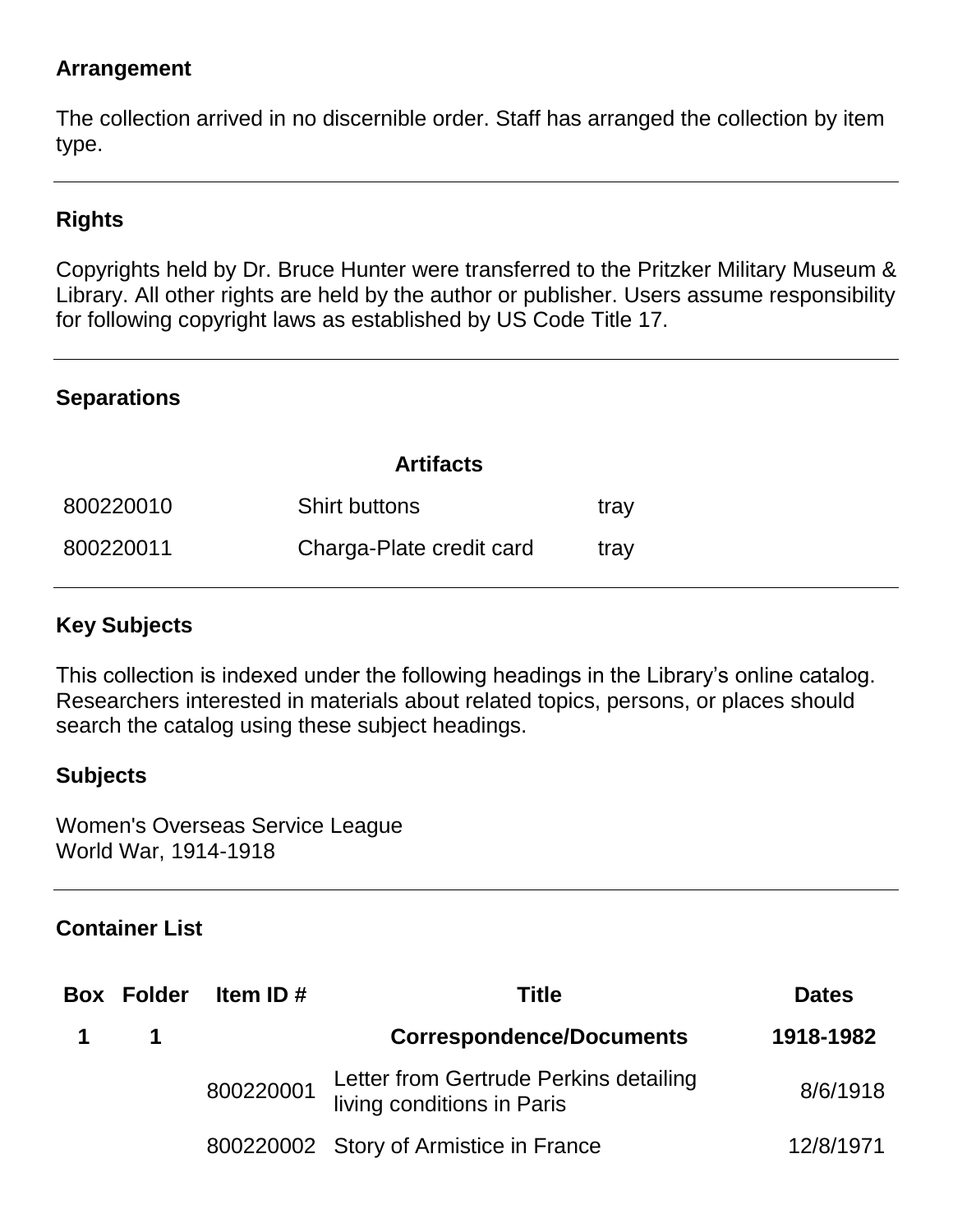## Arrangement

The collection arrived in no discernible order. Staff has arranged the collection by item type.

---

## Rights

Copyrights held by Dr. Bruce Hunter were transferred to the Pritzker Military Museum & Library. All other rights are held by the author or publisher. Users assume responsibility for following copyright laws as established by US Code Title 17.

---

## Separations

| Artifacts | | |
|---|---|---|
| 800220010 | Shirt buttons | tray |
| 800220011 | Charga-Plate credit card | tray |

---

## Key Subjects

This collection is indexed under the following headings in the Library's online catalog. Researchers interested in materials about related topics, persons, or places should search the catalog using these subject headings.

### Subjects

Women's Overseas Service League
World War, 1914-1918

---

## Container List

| Box | Folder | Item ID # | Title | Dates |
|---|---|---|---|---|
| **1** | **1** | | **Correspondence/Documents** | **1918-1982** |
| | | 800220001 | Letter from Gertrude Perkins detailing living conditions in Paris | 8/6/1918 |
| | | 800220002 | Story of Armistice in France | 12/8/1971 |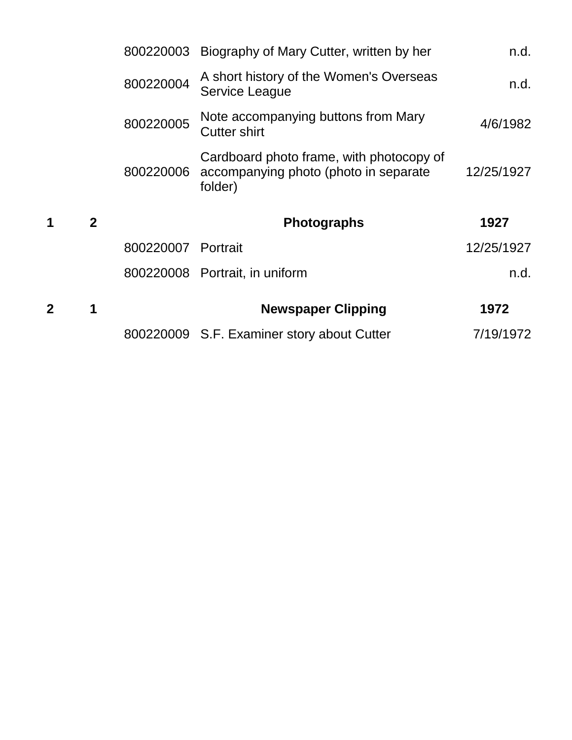| | | | | |
|---|---|---|---|---|
| | | 800220003 | Biography of Mary Cutter, written by her | n.d. |
| | | 800220004 | A short history of the Women's Overseas Service League | n.d. |
| | | 800220005 | Note accompanying buttons from Mary Cutter shirt | 4/6/1982 |
| | | 800220006 | Cardboard photo frame, with photocopy of accompanying photo (photo in separate folder) | 12/25/1927 |
| **1** | **2** | | **Photographs** | **1927** |
| | | 800220007 | Portrait | 12/25/1927 |
| | | 800220008 | Portrait, in uniform | n.d. |
| **2** | **1** | | **Newspaper Clipping** | **1972** |
| | | 800220009 | S.F. Examiner story about Cutter | 7/19/1972 |